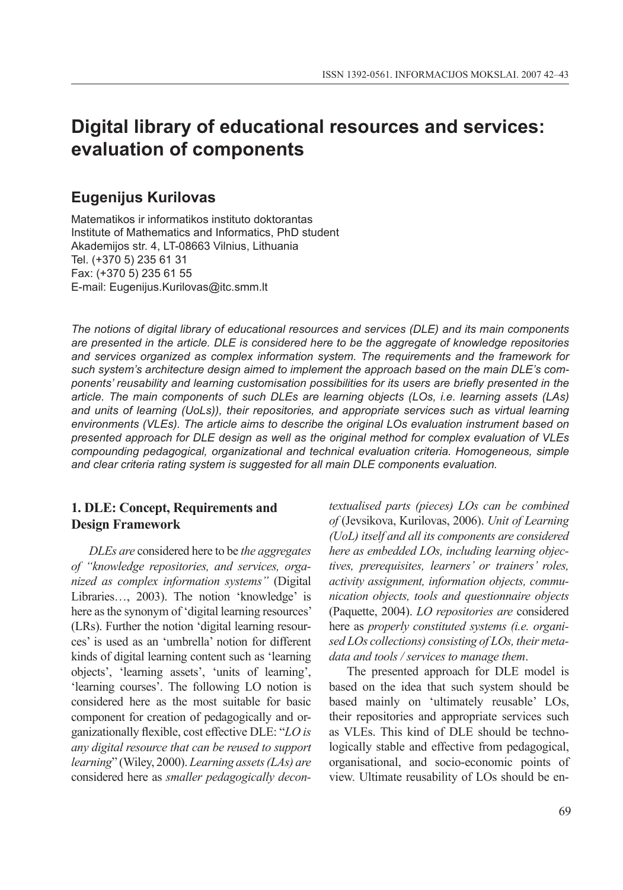# Digital library of educational resources and services: evaluation of components

## Eugenijus Kurilovas

Matematikos ir informatikos instituto doktorantas
Institute of Mathematics and Informatics, PhD student
Akademijos str. 4, LT-08663 Vilnius, Lithuania
Tel. (+370 5) 235 61 31
Fax: (+370 5) 235 61 55
E-mail: Eugenijus.Kurilovas@itc.smm.lt

*The notions of digital library of educational resources and services (DLE) and its main components are presented in the article. DLE is considered here to be the aggregate of knowledge repositories and services organized as complex information system. The requirements and the framework for such system's architecture design aimed to implement the approach based on the main DLE's components' reusability and learning customisation possibilities for its users are briefly presented in the article. The main components of such DLEs are learning objects (LOs, i.e. learning assets (LAs) and units of learning (UoLs)), their repositories, and appropriate services such as virtual learning environments (VLEs). The article aims to describe the original LOs evaluation instrument based on presented approach for DLE design as well as the original method for complex evaluation of VLEs compounding pedagogical, organizational and technical evaluation criteria. Homogeneous, simple and clear criteria rating system is suggested for all main DLE components evaluation.*

### 1. DLE: Concept, Requirements and Design Framework

*DLEs are* considered here to be *the aggregates of "knowledge repositories, and services, organized as complex information systems"* (Digital Libraries…, 2003). The notion 'knowledge' is here as the synonym of 'digital learning resources' (LRs). Further the notion 'digital learning resources' is used as an 'umbrella' notion for different kinds of digital learning content such as 'learning objects', 'learning assets', 'units of learning', 'learning courses'. The following LO notion is considered here as the most suitable for basic component for creation of pedagogically and organizationally flexible, cost effective DLE: "*LO is any digital resource that can be reused to support learning*" (Wiley, 2000). *Learning assets (LAs) are* considered here as *smaller pedagogically decontextualised parts (pieces) LOs can be combined of* (Jevsikova, Kurilovas, 2006). *Unit of Learning (UoL) itself and all its components are considered here as embedded LOs, including learning objectives, prerequisites, learners' or trainers' roles, activity assignment, information objects, communication objects, tools and questionnaire objects* (Paquette, 2004). *LO repositories are* considered here as *properly constituted systems (i.e. organised LOs collections) consisting of LOs, their metadata and tools / services to manage them*.

The presented approach for DLE model is based on the idea that such system should be based mainly on 'ultimately reusable' LOs, their repositories and appropriate services such as VLEs. This kind of DLE should be technologically stable and effective from pedagogical, organisational, and socio-economic points of view. Ultimate reusability of LOs should be en-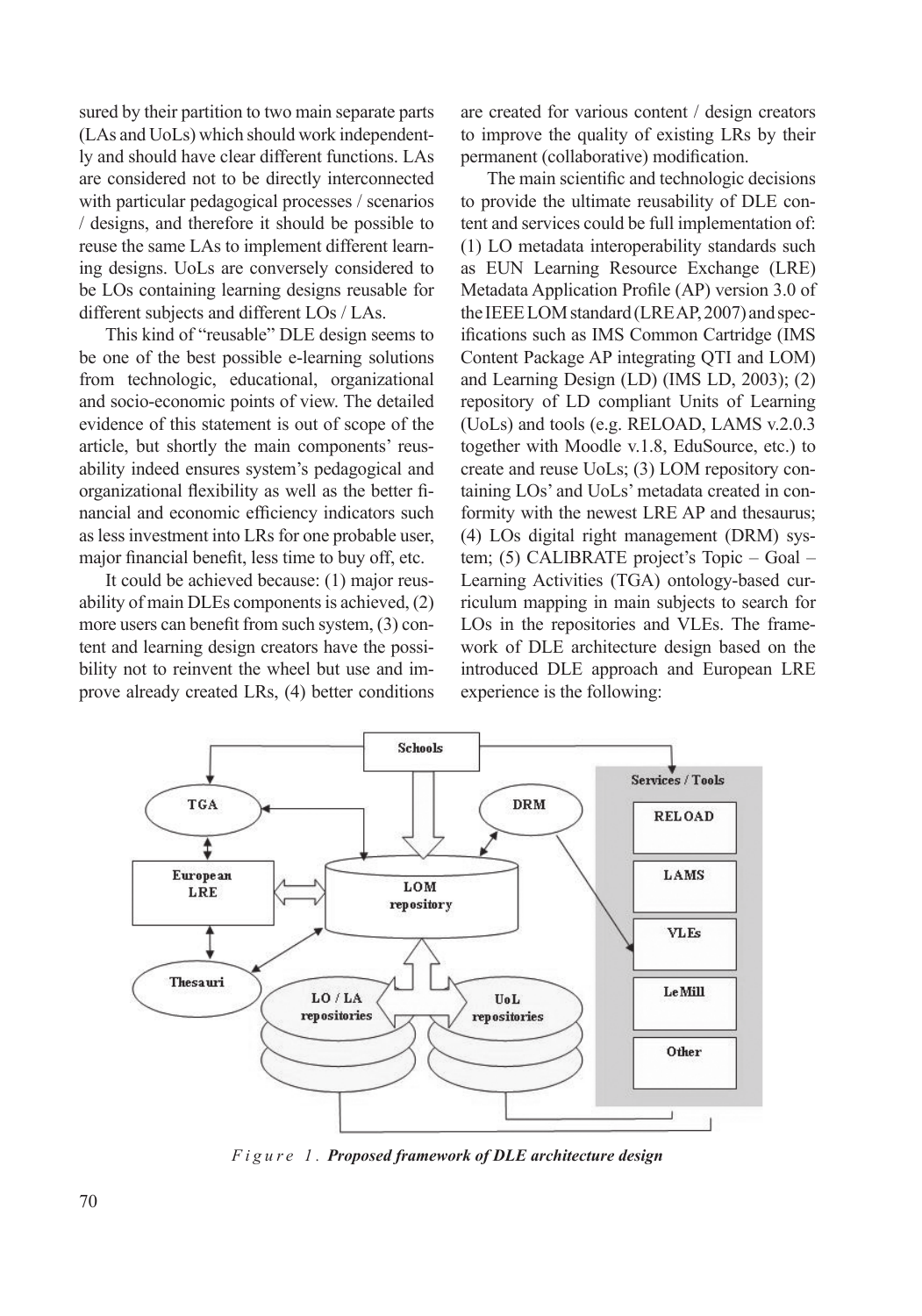sured by their partition to two main separate parts (LAs and UoLs) which should work independently and should have clear different functions. LAs are considered not to be directly interconnected with particular pedagogical processes / scenarios / designs, and therefore it should be possible to reuse the same LAs to implement different learning designs. UoLs are conversely considered to be LOs containing learning designs reusable for different subjects and different LOs / LAs.

This kind of "reusable" DLE design seems to be one of the best possible e-learning solutions from technologic, educational, organizational and socio-economic points of view. The detailed evidence of this statement is out of scope of the article, but shortly the main components' reusability indeed ensures system's pedagogical and organizational flexibility as well as the better financial and economic efficiency indicators such as less investment into LRs for one probable user, major financial benefit, less time to buy off, etc.

It could be achieved because: (1) major reusability of main DLEs components is achieved, (2) more users can benefit from such system, (3) content and learning design creators have the possibility not to reinvent the wheel but use and improve already created LRs, (4) better conditions are created for various content / design creators to improve the quality of existing LRs by their permanent (collaborative) modification.

The main scientific and technologic decisions to provide the ultimate reusability of DLE content and services could be full implementation of: (1) LO metadata interoperability standards such as EUN Learning Resource Exchange (LRE) Metadata Application Profile (AP) version 3.0 of the IEEE LOM standard (LRE AP, 2007) and specifications such as IMS Common Cartridge (IMS Content Package AP integrating QTI and LOM) and Learning Design (LD) (IMS LD, 2003); (2) repository of LD compliant Units of Learning (UoLs) and tools (e.g. RELOAD, LAMS v.2.0.3 together with Moodle v.1.8, EduSource, etc.) to create and reuse UoLs; (3) LOM repository containing LOs' and UoLs' metadata created in conformity with the newest LRE AP and thesaurus; (4) LOs digital right management (DRM) system; (5) CALIBRATE project's Topic – Goal – Learning Activities (TGA) ontology-based curriculum mapping in main subjects to search for LOs in the repositories and VLEs. The framework of DLE architecture design based on the introduced DLE approach and European LRE experience is the following:

*Figure 1.* **Proposed framework of DLE architecture design**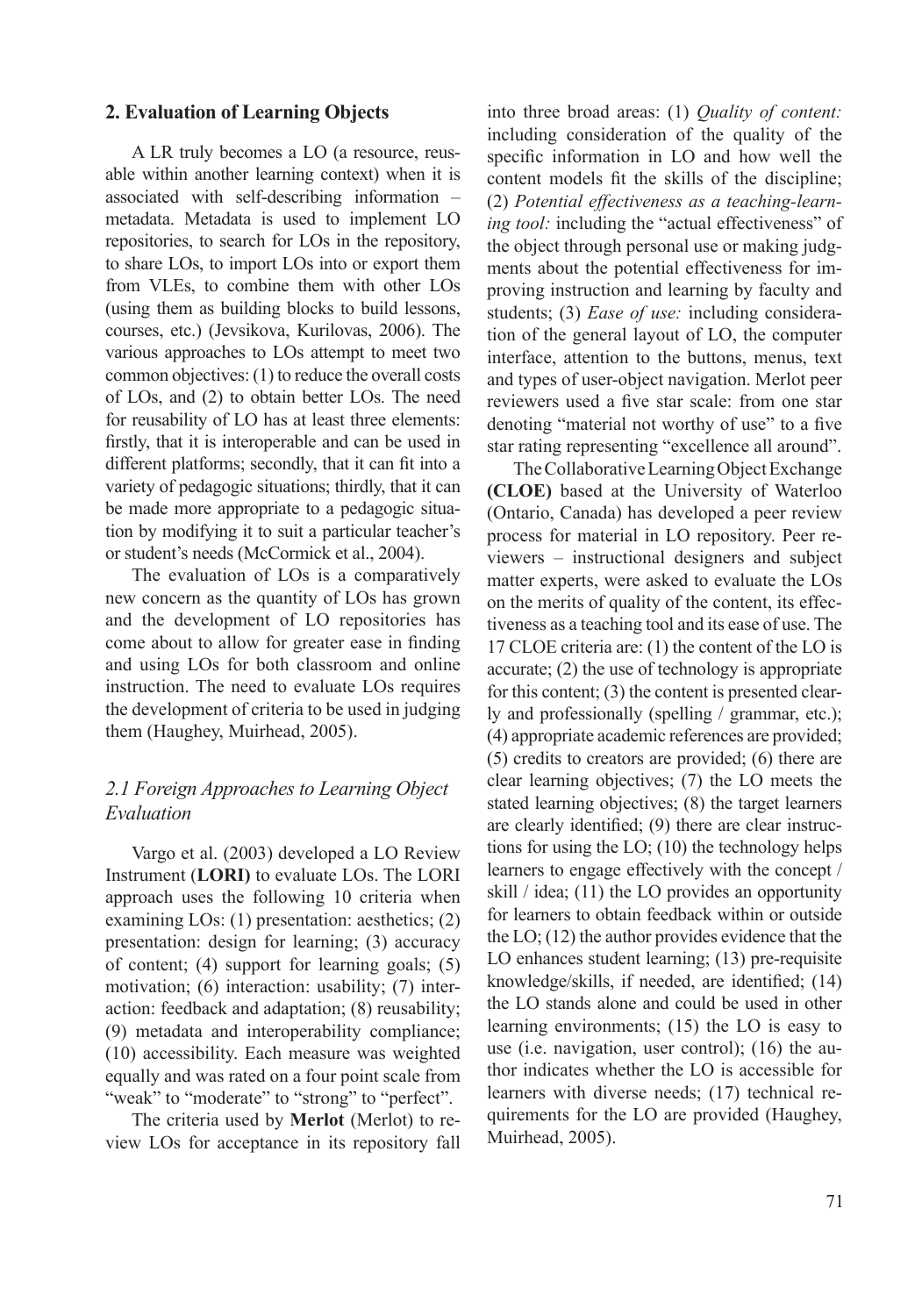## 2. Evaluation of Learning Objects

A LR truly becomes a LO (a resource, reusable within another learning context) when it is associated with self-describing information – metadata. Metadata is used to implement LO repositories, to search for LOs in the repository, to share LOs, to import LOs into or export them from VLEs, to combine them with other LOs (using them as building blocks to build lessons, courses, etc.) (Jevsikova, Kurilovas, 2006). The various approaches to LOs attempt to meet two common objectives: (1) to reduce the overall costs of LOs, and (2) to obtain better LOs. The need for reusability of LO has at least three elements: firstly, that it is interoperable and can be used in different platforms; secondly, that it can fit into a variety of pedagogic situations; thirdly, that it can be made more appropriate to a pedagogic situation by modifying it to suit a particular teacher's or student's needs (McCormick et al., 2004).

The evaluation of LOs is a comparatively new concern as the quantity of LOs has grown and the development of LO repositories has come about to allow for greater ease in finding and using LOs for both classroom and online instruction. The need to evaluate LOs requires the development of criteria to be used in judging them (Haughey, Muirhead, 2005).

### *2.1 Foreign Approaches to Learning Object Evaluation*

Vargo et al. (2003) developed a LO Review Instrument (**LORI**) to evaluate LOs. The LORI approach uses the following 10 criteria when examining LOs: (1) presentation: aesthetics; (2) presentation: design for learning; (3) accuracy of content; (4) support for learning goals; (5) motivation; (6) interaction: usability; (7) interaction: feedback and adaptation; (8) reusability; (9) metadata and interoperability compliance; (10) accessibility. Each measure was weighted equally and was rated on a four point scale from "weak" to "moderate" to "strong" to "perfect".

The criteria used by **Merlot** (Merlot) to review LOs for acceptance in its repository fall into three broad areas: (1) *Quality of content:* including consideration of the quality of the specific information in LO and how well the content models fit the skills of the discipline; (2) *Potential effectiveness as a teaching-learning tool:* including the "actual effectiveness" of the object through personal use or making judgments about the potential effectiveness for improving instruction and learning by faculty and students; (3) *Ease of use:* including consideration of the general layout of LO, the computer interface, attention to the buttons, menus, text and types of user-object navigation. Merlot peer reviewers used a five star scale: from one star denoting "material not worthy of use" to a five star rating representing "excellence all around".

The Collaborative Learning Object Exchange **(CLOE)** based at the University of Waterloo (Ontario, Canada) has developed a peer review process for material in LO repository. Peer reviewers – instructional designers and subject matter experts, were asked to evaluate the LOs on the merits of quality of the content, its effectiveness as a teaching tool and its ease of use. The 17 CLOE criteria are: (1) the content of the LO is accurate; (2) the use of technology is appropriate for this content; (3) the content is presented clearly and professionally (spelling / grammar, etc.); (4) appropriate academic references are provided; (5) credits to creators are provided; (6) there are clear learning objectives; (7) the LO meets the stated learning objectives; (8) the target learners are clearly identified; (9) there are clear instructions for using the LO; (10) the technology helps learners to engage effectively with the concept / skill / idea; (11) the LO provides an opportunity for learners to obtain feedback within or outside the LO; (12) the author provides evidence that the LO enhances student learning; (13) pre-requisite knowledge/skills, if needed, are identified; (14) the LO stands alone and could be used in other learning environments; (15) the LO is easy to use (i.e. navigation, user control); (16) the author indicates whether the LO is accessible for learners with diverse needs; (17) technical requirements for the LO are provided (Haughey, Muirhead, 2005).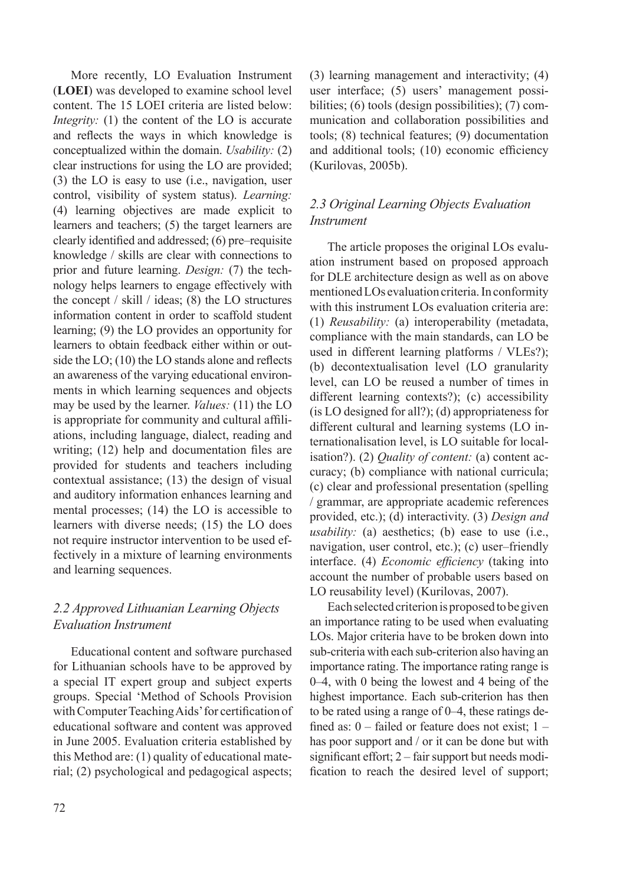More recently, LO Evaluation Instrument (**LOEI**) was developed to examine school level content. The 15 LOEI criteria are listed below: *Integrity:* (1) the content of the LO is accurate and reflects the ways in which knowledge is conceptualized within the domain. *Usability:* (2) clear instructions for using the LO are provided; (3) the LO is easy to use (i.e., navigation, user control, visibility of system status). *Learning:* (4) learning objectives are made explicit to learners and teachers; (5) the target learners are clearly identified and addressed; (6) pre–requisite knowledge / skills are clear with connections to prior and future learning. *Design:* (7) the technology helps learners to engage effectively with the concept / skill / ideas; (8) the LO structures information content in order to scaffold student learning; (9) the LO provides an opportunity for learners to obtain feedback either within or outside the LO; (10) the LO stands alone and reflects an awareness of the varying educational environments in which learning sequences and objects may be used by the learner. *Values:* (11) the LO is appropriate for community and cultural affiliations, including language, dialect, reading and writing; (12) help and documentation files are provided for students and teachers including contextual assistance; (13) the design of visual and auditory information enhances learning and mental processes; (14) the LO is accessible to learners with diverse needs; (15) the LO does not require instructor intervention to be used effectively in a mixture of learning environments and learning sequences.

### *2.2 Approved Lithuanian Learning Objects Evaluation Instrument*

Educational content and software purchased for Lithuanian schools have to be approved by a special IT expert group and subject experts groups. Special 'Method of Schools Provision with Computer Teaching Aids' for certification of educational software and content was approved in June 2005. Evaluation criteria established by this Method are: (1) quality of educational material; (2) psychological and pedagogical aspects; (3) learning management and interactivity; (4) user interface; (5) users' management possibilities; (6) tools (design possibilities); (7) communication and collaboration possibilities and tools; (8) technical features; (9) documentation and additional tools; (10) economic efficiency (Kurilovas, 2005b).

### *2.3 Original Learning Objects Evaluation Instrument*

The article proposes the original LOs evaluation instrument based on proposed approach for DLE architecture design as well as on above mentioned LOs evaluation criteria. In conformity with this instrument LOs evaluation criteria are: (1) *Reusability:* (a) interoperability (metadata, compliance with the main standards, can LO be used in different learning platforms / VLEs?); (b) decontextualisation level (LO granularity level, can LO be reused a number of times in different learning contexts?); (c) accessibility (is LO designed for all?); (d) appropriateness for different cultural and learning systems (LO internationalisation level, is LO suitable for localisation?). (2) *Quality of content:* (a) content accuracy; (b) compliance with national curricula; (c) clear and professional presentation (spelling / grammar, are appropriate academic references provided, etc.); (d) interactivity. (3) *Design and usability:* (a) aesthetics; (b) ease to use (i.e., navigation, user control, etc.); (c) user–friendly interface. (4) *Economic efficiency* (taking into account the number of probable users based on LO reusability level) (Kurilovas, 2007).

Each selected criterion is proposed to be given an importance rating to be used when evaluating LOs. Major criteria have to be broken down into sub-criteria with each sub-criterion also having an importance rating. The importance rating range is 0–4, with 0 being the lowest and 4 being of the highest importance. Each sub-criterion has then to be rated using a range of 0–4, these ratings defined as: 0 – failed or feature does not exist; 1 – has poor support and / or it can be done but with significant effort; 2 – fair support but needs modification to reach the desired level of support;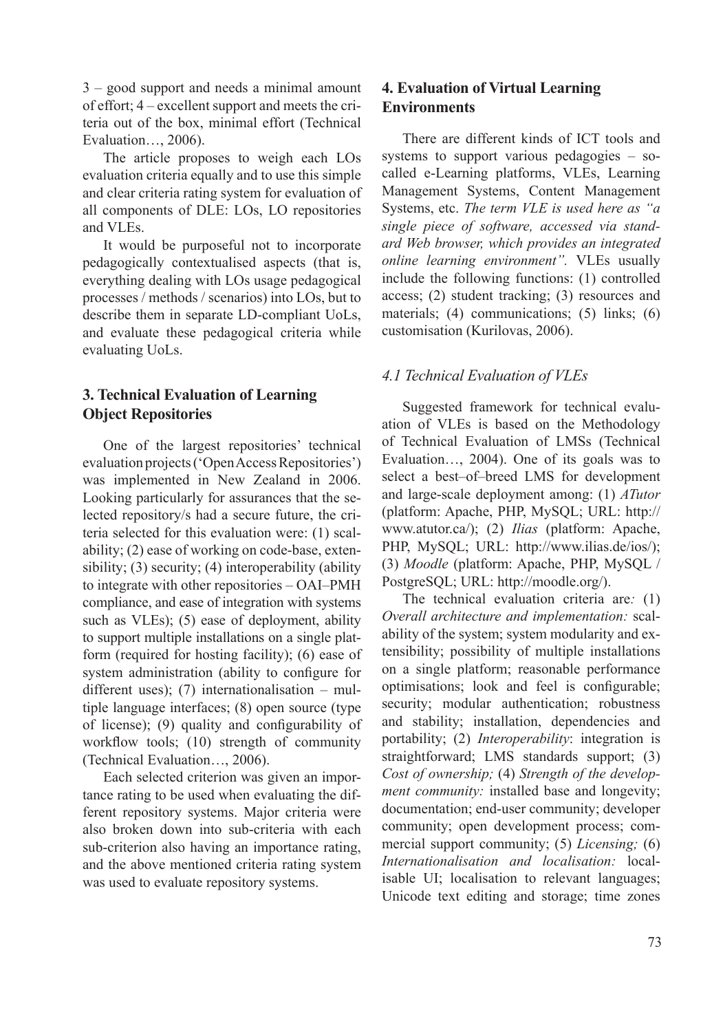3 – good support and needs a minimal amount of effort; 4 – excellent support and meets the criteria out of the box, minimal effort (Technical Evaluation…, 2006).

The article proposes to weigh each LOs evaluation criteria equally and to use this simple and clear criteria rating system for evaluation of all components of DLE: LOs, LO repositories and VLEs.

It would be purposeful not to incorporate pedagogically contextualised aspects (that is, everything dealing with LOs usage pedagogical processes / methods / scenarios) into LOs, but to describe them in separate LD-compliant UoLs, and evaluate these pedagogical criteria while evaluating UoLs.

## 3. Technical Evaluation of Learning Object Repositories

One of the largest repositories' technical evaluation projects ('Open Access Repositories') was implemented in New Zealand in 2006. Looking particularly for assurances that the selected repository/s had a secure future, the criteria selected for this evaluation were: (1) scalability; (2) ease of working on code-base, extensibility; (3) security; (4) interoperability (ability to integrate with other repositories – OAI–PMH compliance, and ease of integration with systems such as VLEs); (5) ease of deployment, ability to support multiple installations on a single platform (required for hosting facility); (6) ease of system administration (ability to configure for different uses); (7) internationalisation – multiple language interfaces; (8) open source (type of license); (9) quality and configurability of workflow tools; (10) strength of community (Technical Evaluation…, 2006).

Each selected criterion was given an importance rating to be used when evaluating the different repository systems. Major criteria were also broken down into sub-criteria with each sub-criterion also having an importance rating, and the above mentioned criteria rating system was used to evaluate repository systems.

## 4. Evaluation of Virtual Learning Environments

There are different kinds of ICT tools and systems to support various pedagogies – so-called e-Learning platforms, VLEs, Learning Management Systems, Content Management Systems, etc. *The term VLE is used here as "a single piece of software, accessed via standard Web browser, which provides an integrated online learning environment".* VLEs usually include the following functions: (1) controlled access; (2) student tracking; (3) resources and materials; (4) communications; (5) links; (6) customisation (Kurilovas, 2006).

### *4.1 Technical Evaluation of VLEs*

Suggested framework for technical evaluation of VLEs is based on the Methodology of Technical Evaluation of LMSs (Technical Evaluation…, 2004). One of its goals was to select a best–of–breed LMS for development and large-scale deployment among: (1) *ATutor* (platform: Apache, PHP, MySQL; URL: http://www.atutor.ca/); (2) *Ilias* (platform: Apache, PHP, MySQL; URL: http://www.ilias.de/ios/); (3) *Moodle* (platform: Apache, PHP, MySQL / PostgreSQL; URL: http://moodle.org/).

The technical evaluation criteria are*:* (1) *Overall architecture and implementation:* scalability of the system; system modularity and extensibility; possibility of multiple installations on a single platform; reasonable performance optimisations; look and feel is configurable; security; modular authentication; robustness and stability; installation, dependencies and portability; (2) *Interoperability*: integration is straightforward; LMS standards support; (3) *Cost of ownership;* (4) *Strength of the development community:* installed base and longevity; documentation; end-user community; developer community; open development process; commercial support community; (5) *Licensing;* (6) *Internationalisation and localisation:* localisable UI; localisation to relevant languages; Unicode text editing and storage; time zones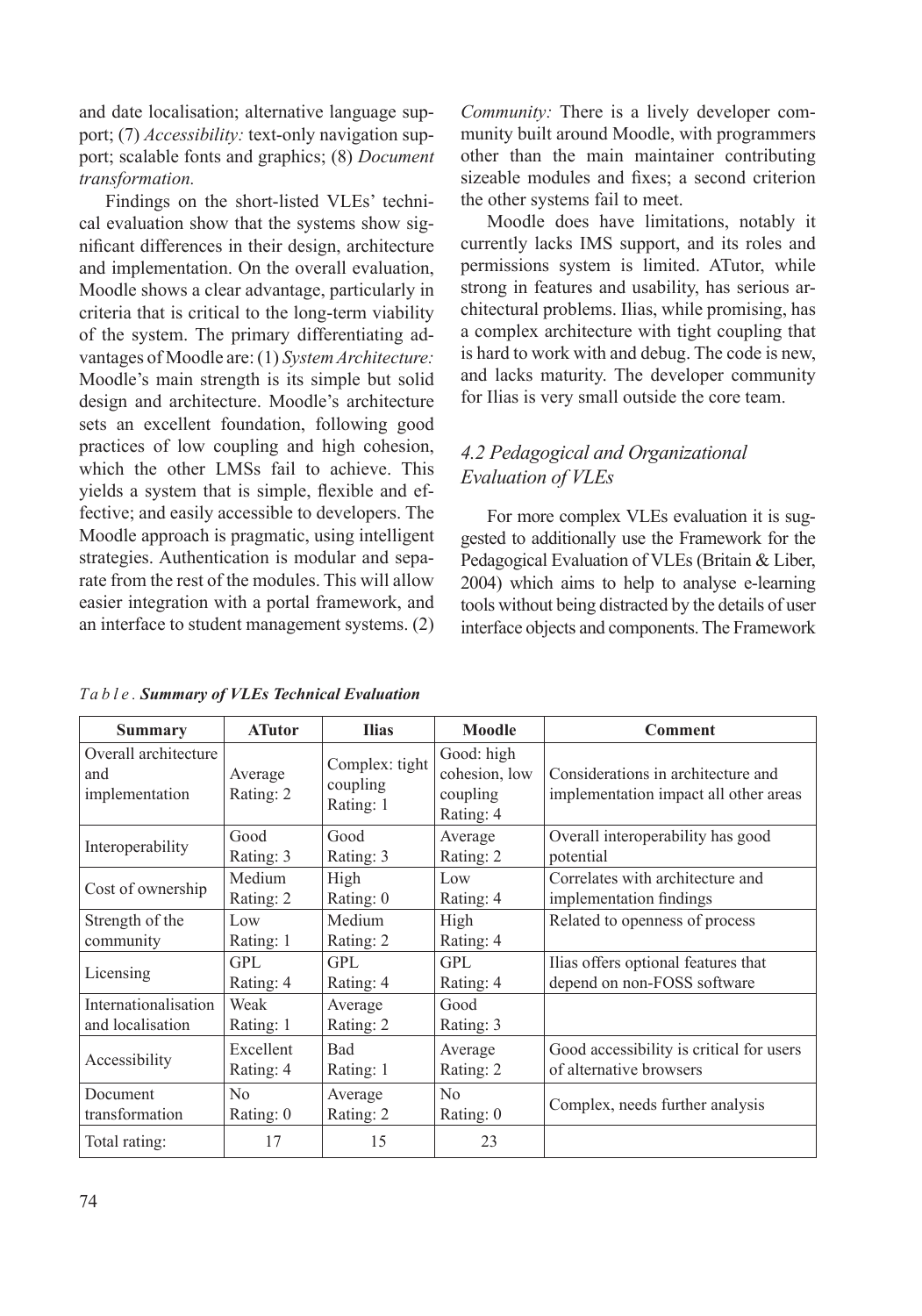and date localisation; alternative language support; (7) *Accessibility:* text-only navigation support; scalable fonts and graphics; (8) *Document transformation.*

Findings on the short-listed VLEs' technical evaluation show that the systems show significant differences in their design, architecture and implementation. On the overall evaluation, Moodle shows a clear advantage, particularly in criteria that is critical to the long-term viability of the system. The primary differentiating advantages of Moodle are: (1) *System Architecture:* Moodle's main strength is its simple but solid design and architecture. Moodle's architecture sets an excellent foundation, following good practices of low coupling and high cohesion, which the other LMSs fail to achieve. This yields a system that is simple, flexible and effective; and easily accessible to developers. The Moodle approach is pragmatic, using intelligent strategies. Authentication is modular and separate from the rest of the modules. This will allow easier integration with a portal framework, and an interface to student management systems. (2) *Community:* There is a lively developer community built around Moodle, with programmers other than the main maintainer contributing sizeable modules and fixes; a second criterion the other systems fail to meet.

Moodle does have limitations, notably it currently lacks IMS support, and its roles and permissions system is limited. ATutor, while strong in features and usability, has serious architectural problems. Ilias, while promising, has a complex architecture with tight coupling that is hard to work with and debug. The code is new, and lacks maturity. The developer community for Ilias is very small outside the core team.

## *4.2 Pedagogical and Organizational Evaluation of VLEs*

For more complex VLEs evaluation it is suggested to additionally use the Framework for the Pedagogical Evaluation of VLEs (Britain & Liber, 2004) which aims to help to analyse e-learning tools without being distracted by the details of user interface objects and components. The Framework

*Table.* ***Summary of VLEs Technical Evaluation***

| Summary | ATutor | Ilias | Moodle | Comment |
|---|---|---|---|---|
| Overall architecture and implementation | Average Rating: 2 | Complex: tight coupling Rating: 1 | Good: high cohesion, low coupling Rating: 4 | Considerations in architecture and implementation impact all other areas |
| Interoperability | Good Rating: 3 | Good Rating: 3 | Average Rating: 2 | Overall interoperability has good potential |
| Cost of ownership | Medium Rating: 2 | High Rating: 0 | Low Rating: 4 | Correlates with architecture and implementation findings |
| Strength of the community | Low Rating: 1 | Medium Rating: 2 | High Rating: 4 | Related to openness of process |
| Licensing | GPL Rating: 4 | GPL Rating: 4 | GPL Rating: 4 | Ilias offers optional features that depend on non-FOSS software |
| Internationalisation and localisation | Weak Rating: 1 | Average Rating: 2 | Good Rating: 3 | |
| Accessibility | Excellent Rating: 4 | Bad Rating: 1 | Average Rating: 2 | Good accessibility is critical for users of alternative browsers |
| Document transformation | No Rating: 0 | Average Rating: 2 | No Rating: 0 | Complex, needs further analysis |
| Total rating: | 17 | 15 | 23 | |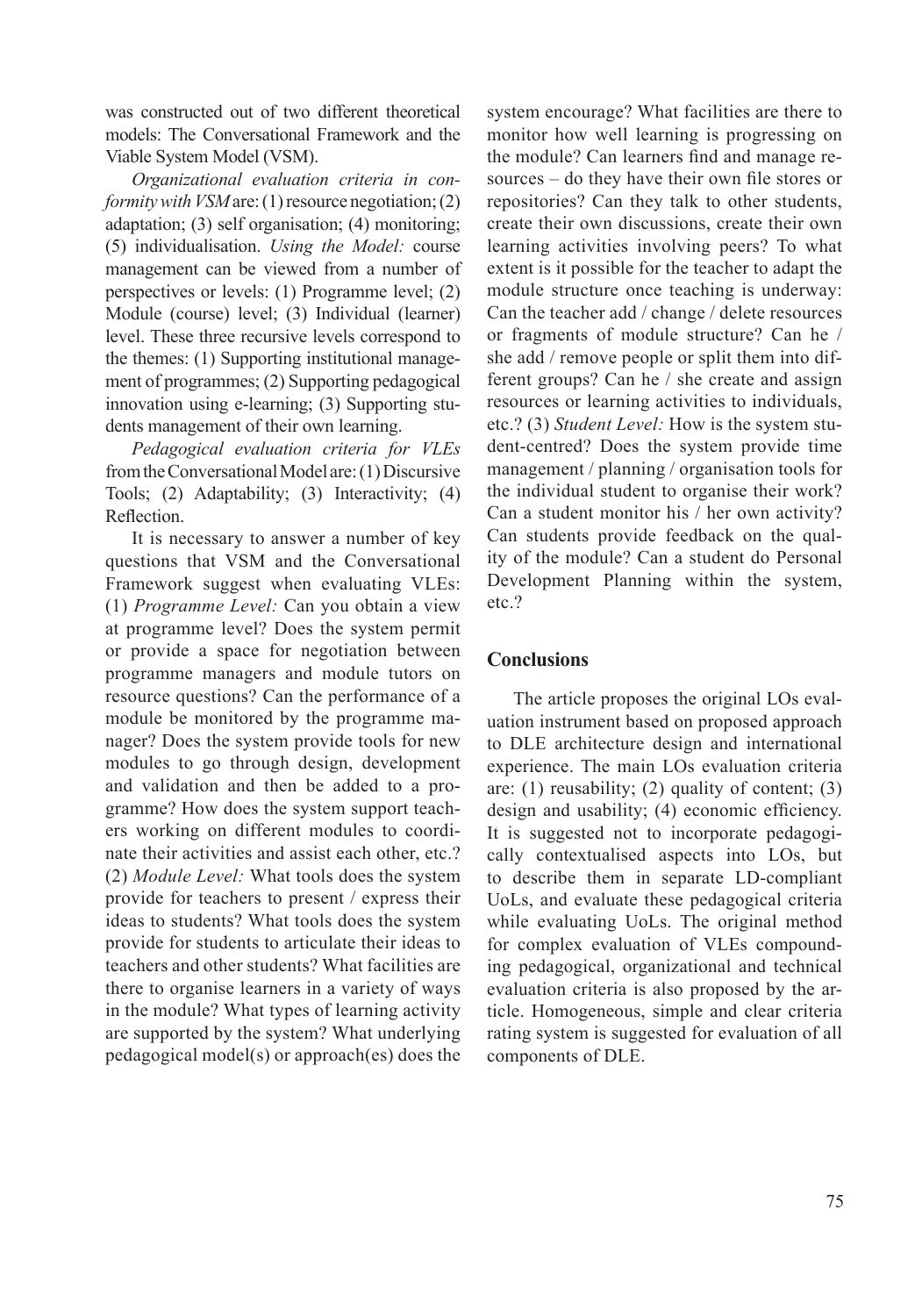was constructed out of two different theoretical models: The Conversational Framework and the Viable System Model (VSM).

*Organizational evaluation criteria in conformity with VSM* are: (1) resource negotiation; (2) adaptation; (3) self organisation; (4) monitoring; (5) individualisation. *Using the Model:* course management can be viewed from a number of perspectives or levels: (1) Programme level; (2) Module (course) level; (3) Individual (learner) level. These three recursive levels correspond to the themes: (1) Supporting institutional management of programmes; (2) Supporting pedagogical innovation using e-learning; (3) Supporting students management of their own learning.

*Pedagogical evaluation criteria for VLEs* from the Conversational Model are: (1) Discursive Tools; (2) Adaptability; (3) Interactivity; (4) Reflection.

It is necessary to answer a number of key questions that VSM and the Conversational Framework suggest when evaluating VLEs: (1) *Programme Level:* Can you obtain a view at programme level? Does the system permit or provide a space for negotiation between programme managers and module tutors on resource questions? Can the performance of a module be monitored by the programme manager? Does the system provide tools for new modules to go through design, development and validation and then be added to a programme? How does the system support teachers working on different modules to coordinate their activities and assist each other, etc.? (2) *Module Level:* What tools does the system provide for teachers to present / express their ideas to students? What tools does the system provide for students to articulate their ideas to teachers and other students? What facilities are there to organise learners in a variety of ways in the module? What types of learning activity are supported by the system? What underlying pedagogical model(s) or approach(es) does the system encourage? What facilities are there to monitor how well learning is progressing on the module? Can learners find and manage resources – do they have their own file stores or repositories? Can they talk to other students, create their own discussions, create their own learning activities involving peers? To what extent is it possible for the teacher to adapt the module structure once teaching is underway: Can the teacher add / change / delete resources or fragments of module structure? Can he / she add / remove people or split them into different groups? Can he / she create and assign resources or learning activities to individuals, etc.? (3) *Student Level:* How is the system student-centred? Does the system provide time management / planning / organisation tools for the individual student to organise their work? Can a student monitor his / her own activity? Can students provide feedback on the quality of the module? Can a student do Personal Development Planning within the system, etc.?

## Conclusions

The article proposes the original LOs evaluation instrument based on proposed approach to DLE architecture design and international experience. The main LOs evaluation criteria are: (1) reusability; (2) quality of content; (3) design and usability; (4) economic efficiency. It is suggested not to incorporate pedagogically contextualised aspects into LOs, but to describe them in separate LD-compliant UoLs, and evaluate these pedagogical criteria while evaluating UoLs. The original method for complex evaluation of VLEs compounding pedagogical, organizational and technical evaluation criteria is also proposed by the article. Homogeneous, simple and clear criteria rating system is suggested for evaluation of all components of DLE.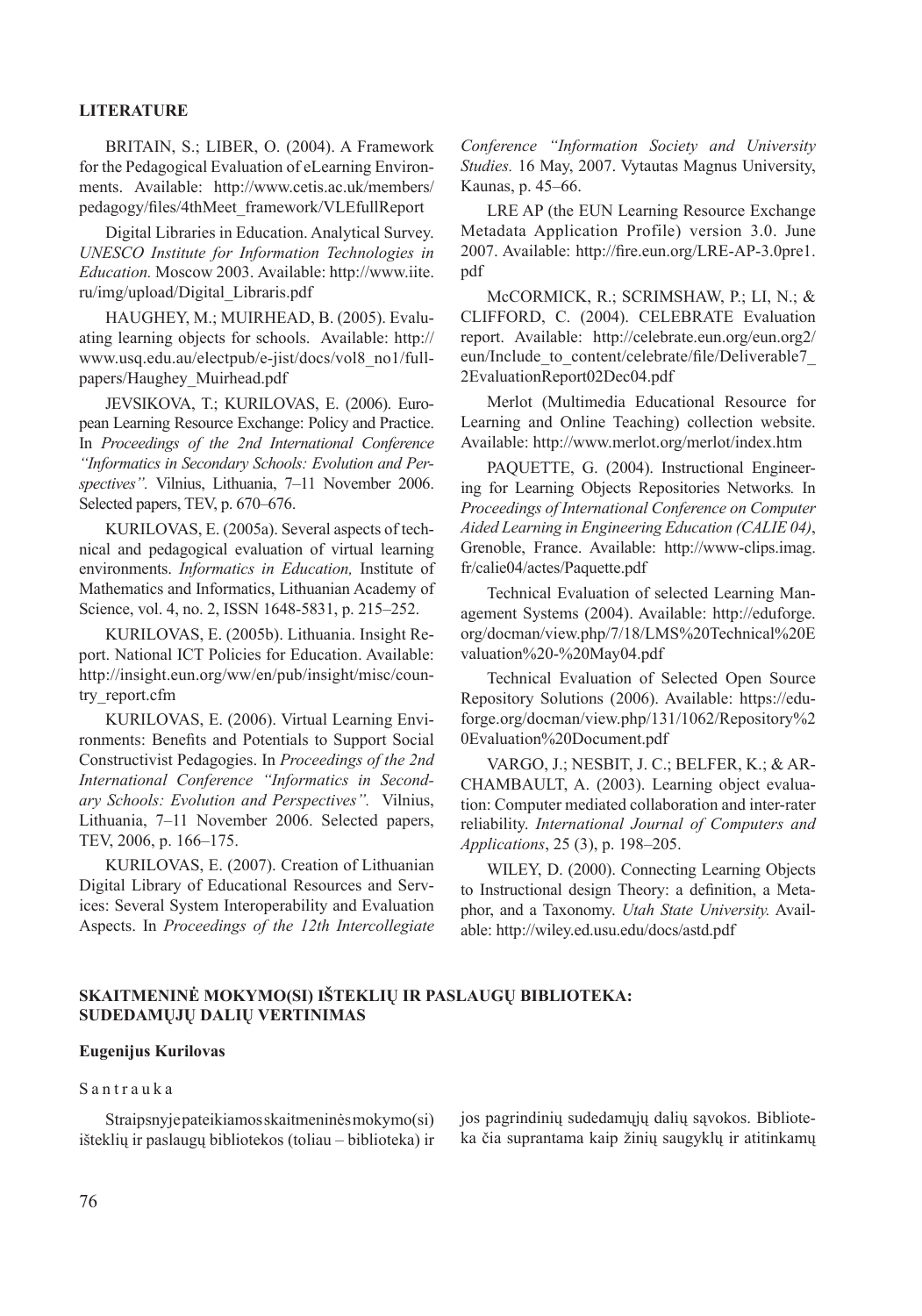## LITERATURE

BRITAIN, S.; LIBER, O. (2004). A Framework for the Pedagogical Evaluation of eLearning Environments. Available: http://www.cetis.ac.uk/members/pedagogy/files/4thMeet_framework/VLEfullReport

Digital Libraries in Education. Analytical Survey. *UNESCO Institute for Information Technologies in Education.* Moscow 2003. Available: http://www.iite.ru/img/upload/Digital_Libraris.pdf

HAUGHEY, M.; MUIRHEAD, B. (2005). Evaluating learning objects for schools. Available: http://www.usq.edu.au/electpub/e-jist/docs/vol8_no1/fullpapers/Haughey_Muirhead.pdf

JEVSIKOVA, T.; KURILOVAS, E. (2006). European Learning Resource Exchange: Policy and Practice. In *Proceedings of the 2nd International Conference "Informatics in Secondary Schools: Evolution and Perspectives".* Vilnius, Lithuania, 7–11 November 2006. Selected papers, TEV, p. 670–676.

KURILOVAS, E. (2005a). Several aspects of technical and pedagogical evaluation of virtual learning environments. *Informatics in Education,* Institute of Mathematics and Informatics, Lithuanian Academy of Science, vol. 4, no. 2, ISSN 1648-5831, p. 215–252.

KURILOVAS, E. (2005b). Lithuania. Insight Report. National ICT Policies for Education. Available: http://insight.eun.org/ww/en/pub/insight/misc/country_report.cfm

KURILOVAS, E. (2006). Virtual Learning Environments: Benefits and Potentials to Support Social Constructivist Pedagogies. In *Proceedings of the 2nd International Conference "Informatics in Secondary Schools: Evolution and Perspectives".* Vilnius, Lithuania, 7–11 November 2006. Selected papers, TEV, 2006, p. 166–175.

KURILOVAS, E. (2007). Creation of Lithuanian Digital Library of Educational Resources and Services: Several System Interoperability and Evaluation Aspects. In *Proceedings of the 12th Intercollegiate Conference "Information Society and University Studies.* 16 May, 2007. Vytautas Magnus University, Kaunas, p. 45–66.

LRE AP (the EUN Learning Resource Exchange Metadata Application Profile) version 3.0. June 2007. Available: http://fire.eun.org/LRE-AP-3.0pre1.pdf

McCORMICK, R.; SCRIMSHAW, P.; LI, N.; & CLIFFORD, C. (2004). CELEBRATE Evaluation report. Available: http://celebrate.eun.org/eun.org2/eun/Include_to_content/celebrate/file/Deliverable7_2EvaluationReport02Dec04.pdf

Merlot (Multimedia Educational Resource for Learning and Online Teaching) collection website. Available: http://www.merlot.org/merlot/index.htm

PAQUETTE, G. (2004). Instructional Engineering for Learning Objects Repositories Networks*.* In *Proceedings of International Conference on Computer Aided Learning in Engineering Education (CALIE 04)*, Grenoble, France. Available: http://www-clips.imag.fr/calie04/actes/Paquette.pdf

Technical Evaluation of selected Learning Management Systems (2004). Available: http://eduforge.org/docman/view.php/7/18/LMS%20Technical%20Evaluation%20-%20May04.pdf

Technical Evaluation of Selected Open Source Repository Solutions (2006). Available: https://eduforge.org/docman/view.php/131/1062/Repository%20Evaluation%20Document.pdf

VARGO, J.; NESBIT, J. C.; BELFER, K.; & ARCHAMBAULT, A. (2003). Learning object evaluation: Computer mediated collaboration and inter-rater reliability. *International Journal of Computers and Applications*, 25 (3), p. 198–205.

WILEY, D. (2000). Connecting Learning Objects to Instructional design Theory: a definition, a Metaphor, and a Taxonomy. *Utah State University.* Available: http://wiley.ed.usu.edu/docs/astd.pdf

## SKAITMENINĖ MOKYMO(SI) IŠTEKLIŲ IR PASLAUGŲ BIBLIOTEKA: SUDEDAMŲJŲ DALIŲ VERTINIMAS

**Eugenijus Kurilovas**

Santrauka

Straipsnyje pateikiamos skaitmeninės mokymo(si) išteklių ir paslaugų bibliotekos (toliau – biblioteka) ir jos pagrindinių sudedamųjų dalių sąvokos. Biblioteka čia suprantama kaip žinių saugyklų ir atitinkamų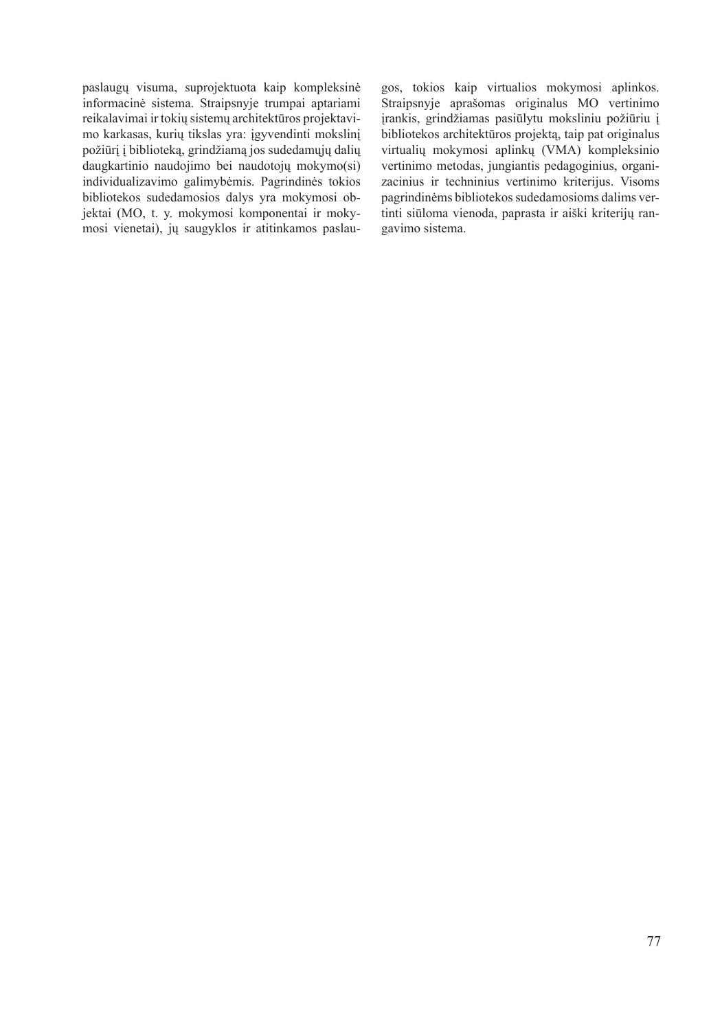paslaugų visuma, suprojektuota kaip kompleksinė informacinė sistema. Straipsnyje trumpai aptariami reikalavimai ir tokių sistemų architektūros projektavimo karkasas, kurių tikslas yra: įgyvendinti mokslinį požiūrį į biblioteką, grindžiamą jos sudedamųjų dalių daugkartinio naudojimo bei naudotojų mokymo(si) individualizavimo galimybėmis. Pagrindinės tokios bibliotekos sudedamosios dalys yra mokymosi objektai (MO, t. y. mokymosi komponentai ir mokymosi vienetai), jų saugyklos ir atitinkamos paslaugos, tokios kaip virtualios mokymosi aplinkos. Straipsnyje aprašomas originalus MO vertinimo įrankis, grindžiamas pasiūlytu moksliniu požiūriu į bibliotekos architektūros projektą, taip pat originalus virtualių mokymosi aplinkų (VMA) kompleksinio vertinimo metodas, jungiantis pedagoginius, organizacinius ir techninius vertinimo kriterijus. Visoms pagrindinėms bibliotekos sudedamosioms dalims vertinti siūloma vienoda, paprasta ir aiški kriterijų rangavimo sistema.